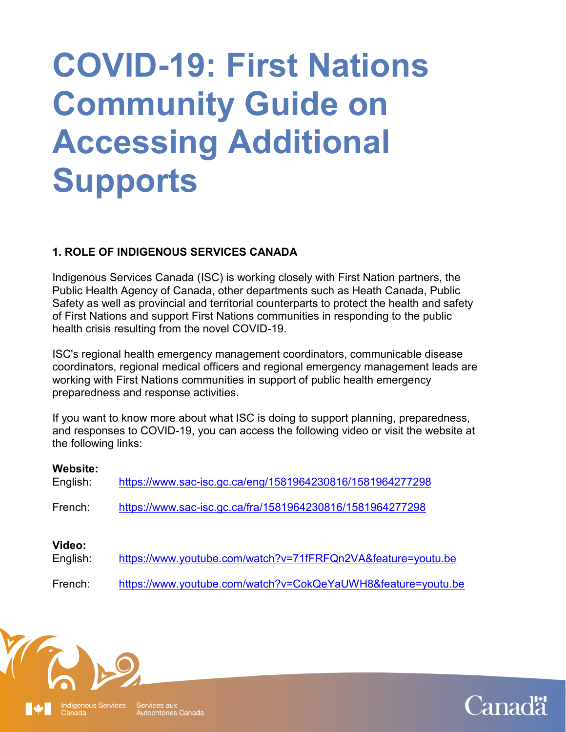# COVID-19: First Nations Community Guide on Accessing Additional Supports

## 1. ROLE OF INDIGENOUS SERVICES CANADA

Indigenous Services Canada (ISC) is working closely with First Nation partners, the Public Health Agency of Canada, other departments such as Heath Canada, Public Safety as well as provincial and territorial counterparts to protect the health and safety of First Nations and support First Nations communities in responding to the public health crisis resulting from the novel COVID-19.

ISC's regional health emergency management coordinators, communicable disease coordinators, regional medical officers and regional emergency management leads are working with First Nations communities in support of public health emergency preparedness and response activities.

If you want to know more about what ISC is doing to support planning, preparedness, and responses to COVID-19, you can access the following video or visit the website at the following links:

**Website:**

English: https://www.sac-isc.gc.ca/eng/1581964230816/1581964277298

French: https://www.sac-isc.gc.ca/fra/1581964230816/1581964277298

**Video:**

English: https://www.youtube.com/watch?v=71fFRFQn2VA&feature=youtu.be

French: https://www.youtube.com/watch?v=CokQeYaUWH8&feature=youtu.be

Indigenous Services Canada    Services aux Autochtones Canada

Canada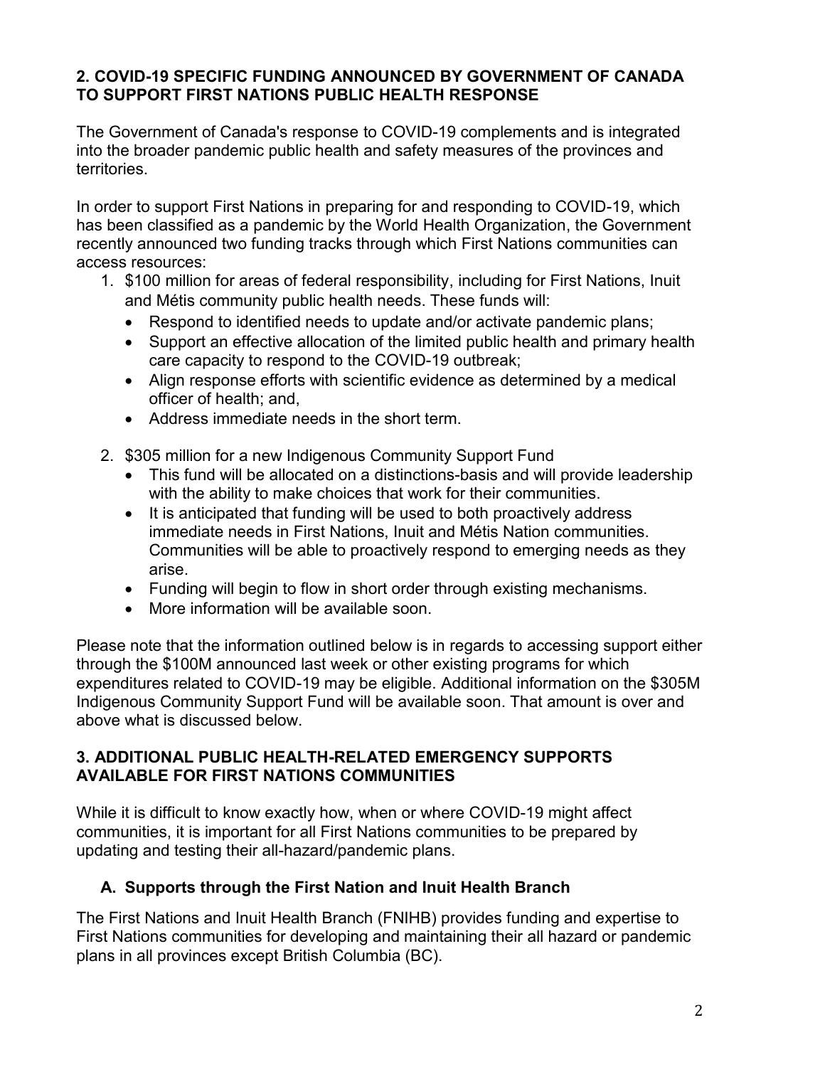## 2. COVID-19 SPECIFIC FUNDING ANNOUNCED BY GOVERNMENT OF CANADA TO SUPPORT FIRST NATIONS PUBLIC HEALTH RESPONSE

The Government of Canada's response to COVID-19 complements and is integrated into the broader pandemic public health and safety measures of the provinces and territories.

In order to support First Nations in preparing for and responding to COVID-19, which has been classified as a pandemic by the World Health Organization, the Government recently announced two funding tracks through which First Nations communities can access resources:

1. $100 million for areas of federal responsibility, including for First Nations, Inuit and Métis community public health needs. These funds will:
   - Respond to identified needs to update and/or activate pandemic plans;
   - Support an effective allocation of the limited public health and primary health care capacity to respond to the COVID-19 outbreak;
   - Align response efforts with scientific evidence as determined by a medical officer of health; and,
   - Address immediate needs in the short term.
2. $305 million for a new Indigenous Community Support Fund
   - This fund will be allocated on a distinctions-basis and will provide leadership with the ability to make choices that work for their communities.
   - It is anticipated that funding will be used to both proactively address immediate needs in First Nations, Inuit and Métis Nation communities. Communities will be able to proactively respond to emerging needs as they arise.
   - Funding will begin to flow in short order through existing mechanisms.
   - More information will be available soon.

Please note that the information outlined below is in regards to accessing support either through the $100M announced last week or other existing programs for which expenditures related to COVID-19 may be eligible. Additional information on the $305M Indigenous Community Support Fund will be available soon. That amount is over and above what is discussed below.

## 3. ADDITIONAL PUBLIC HEALTH-RELATED EMERGENCY SUPPORTS AVAILABLE FOR FIRST NATIONS COMMUNITIES

While it is difficult to know exactly how, when or where COVID-19 might affect communities, it is important for all First Nations communities to be prepared by updating and testing their all-hazard/pandemic plans.

### A. Supports through the First Nation and Inuit Health Branch

The First Nations and Inuit Health Branch (FNIHB) provides funding and expertise to First Nations communities for developing and maintaining their all hazard or pandemic plans in all provinces except British Columbia (BC).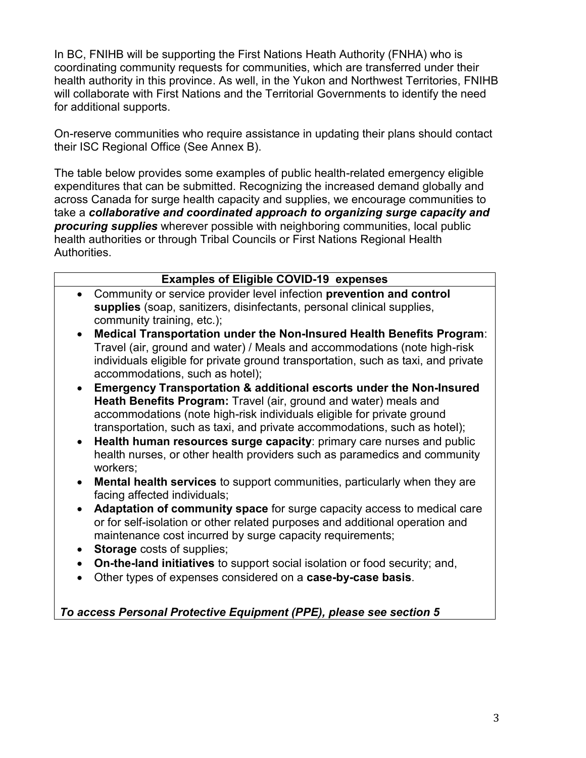In BC, FNIHB will be supporting the First Nations Heath Authority (FNHA) who is coordinating community requests for communities, which are transferred under their health authority in this province. As well, in the Yukon and Northwest Territories, FNIHB will collaborate with First Nations and the Territorial Governments to identify the need for additional supports.

On-reserve communities who require assistance in updating their plans should contact their ISC Regional Office (See Annex B).

The table below provides some examples of public health-related emergency eligible expenditures that can be submitted. Recognizing the increased demand globally and across Canada for surge health capacity and supplies, we encourage communities to take a ***collaborative and coordinated approach to organizing surge capacity and procuring supplies*** wherever possible with neighboring communities, local public health authorities or through Tribal Councils or First Nations Regional Health Authorities.

| **Examples of Eligible COVID-19 expenses** |
|---|
| • Community or service provider level infection **prevention and control supplies** (soap, sanitizers, disinfectants, personal clinical supplies, community training, etc.);<br>• **Medical Transportation under the Non-Insured Health Benefits Program**: Travel (air, ground and water) / Meals and accommodations (note high-risk individuals eligible for private ground transportation, such as taxi, and private accommodations, such as hotel);<br>• **Emergency Transportation & additional escorts under the Non-Insured Heath Benefits Program:** Travel (air, ground and water) meals and accommodations (note high-risk individuals eligible for private ground transportation, such as taxi, and private accommodations, such as hotel);<br>• **Health human resources surge capacity**: primary care nurses and public health nurses, or other health providers such as paramedics and community workers;<br>• **Mental health services** to support communities, particularly when they are facing affected individuals;<br>• **Adaptation of community space** for surge capacity access to medical care or for self-isolation or other related purposes and additional operation and maintenance cost incurred by surge capacity requirements;<br>• **Storage** costs of supplies;<br>• **On-the-land initiatives** to support social isolation or food security; and,<br>• Other types of expenses considered on a **case-by-case basis**.<br><br>***To access Personal Protective Equipment (PPE), please see section 5*** |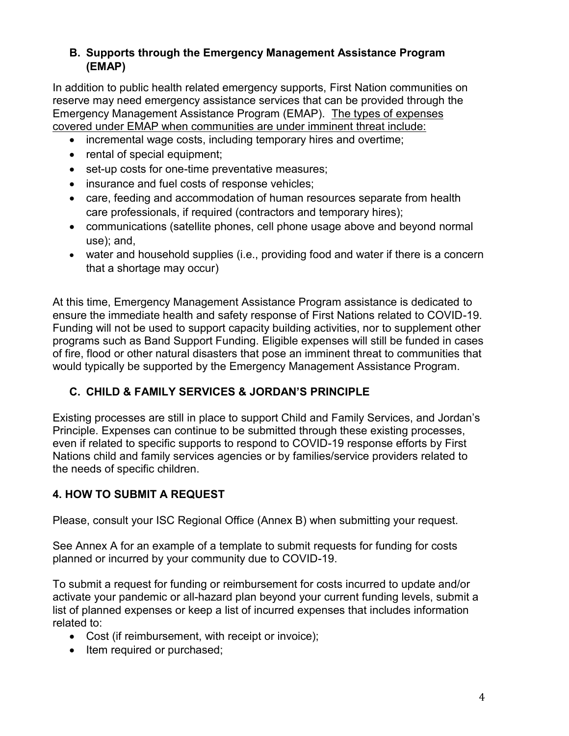### B. Supports through the Emergency Management Assistance Program (EMAP)

In addition to public health related emergency supports, First Nation communities on reserve may need emergency assistance services that can be provided through the Emergency Management Assistance Program (EMAP). <u>The types of expenses covered under EMAP when communities are under imminent threat include:</u>

- incremental wage costs, including temporary hires and overtime;
- rental of special equipment;
- set-up costs for one-time preventative measures;
- insurance and fuel costs of response vehicles;
- care, feeding and accommodation of human resources separate from health care professionals, if required (contractors and temporary hires);
- communications (satellite phones, cell phone usage above and beyond normal use); and,
- water and household supplies (i.e., providing food and water if there is a concern that a shortage may occur)

At this time, Emergency Management Assistance Program assistance is dedicated to ensure the immediate health and safety response of First Nations related to COVID-19. Funding will not be used to support capacity building activities, nor to supplement other programs such as Band Support Funding. Eligible expenses will still be funded in cases of fire, flood or other natural disasters that pose an imminent threat to communities that would typically be supported by the Emergency Management Assistance Program.

### C. CHILD & FAMILY SERVICES & JORDAN'S PRINCIPLE

Existing processes are still in place to support Child and Family Services, and Jordan's Principle. Expenses can continue to be submitted through these existing processes, even if related to specific supports to respond to COVID-19 response efforts by First Nations child and family services agencies or by families/service providers related to the needs of specific children.

## 4. HOW TO SUBMIT A REQUEST

Please, consult your ISC Regional Office (Annex B) when submitting your request.

See Annex A for an example of a template to submit requests for funding for costs planned or incurred by your community due to COVID-19.

To submit a request for funding or reimbursement for costs incurred to update and/or activate your pandemic or all-hazard plan beyond your current funding levels, submit a list of planned expenses or keep a list of incurred expenses that includes information related to:

- Cost (if reimbursement, with receipt or invoice);
- Item required or purchased;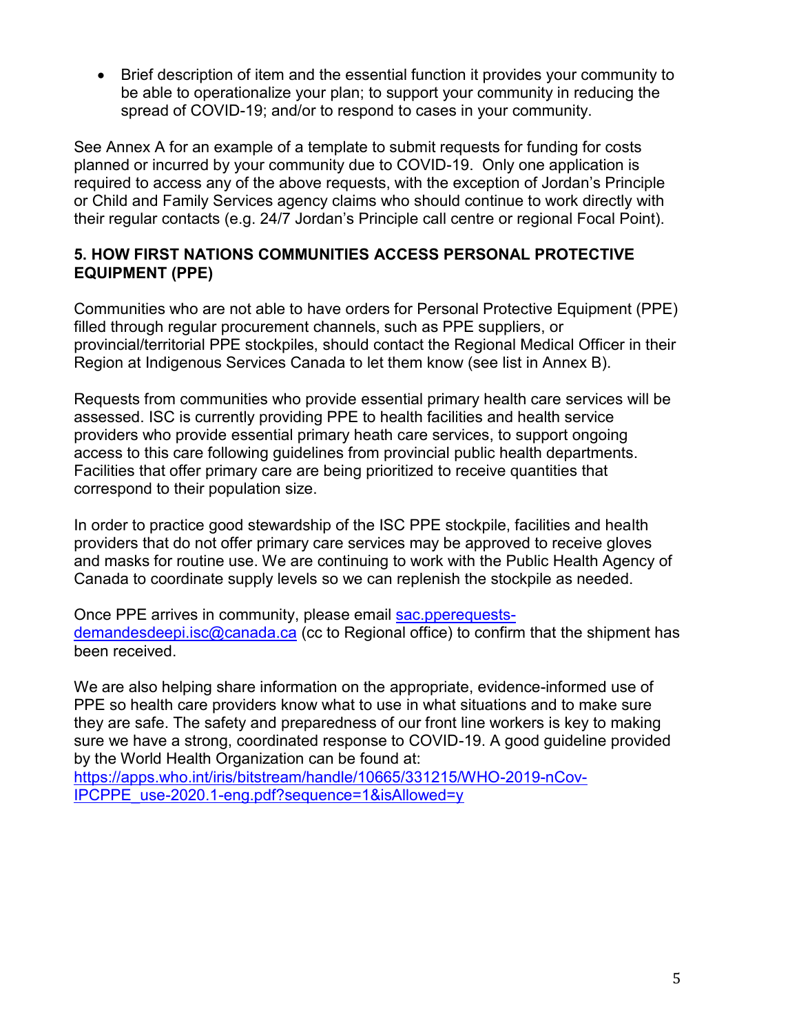- Brief description of item and the essential function it provides your community to be able to operationalize your plan; to support your community in reducing the spread of COVID-19; and/or to respond to cases in your community.

See Annex A for an example of a template to submit requests for funding for costs planned or incurred by your community due to COVID-19. Only one application is required to access any of the above requests, with the exception of Jordan's Principle or Child and Family Services agency claims who should continue to work directly with their regular contacts (e.g. 24/7 Jordan's Principle call centre or regional Focal Point).

## 5. HOW FIRST NATIONS COMMUNITIES ACCESS PERSONAL PROTECTIVE EQUIPMENT (PPE)

Communities who are not able to have orders for Personal Protective Equipment (PPE) filled through regular procurement channels, such as PPE suppliers, or provincial/territorial PPE stockpiles, should contact the Regional Medical Officer in their Region at Indigenous Services Canada to let them know (see list in Annex B).

Requests from communities who provide essential primary health care services will be assessed. ISC is currently providing PPE to health facilities and health service providers who provide essential primary heath care services, to support ongoing access to this care following guidelines from provincial public health departments. Facilities that offer primary care are being prioritized to receive quantities that correspond to their population size.

In order to practice good stewardship of the ISC PPE stockpile, facilities and health providers that do not offer primary care services may be approved to receive gloves and masks for routine use. We are continuing to work with the Public Health Agency of Canada to coordinate supply levels so we can replenish the stockpile as needed.

Once PPE arrives in community, please email sac.pperequests-demandesdeepi.isc@canada.ca (cc to Regional office) to confirm that the shipment has been received.

We are also helping share information on the appropriate, evidence-informed use of PPE so health care providers know what to use in what situations and to make sure they are safe. The safety and preparedness of our front line workers is key to making sure we have a strong, coordinated response to COVID-19. A good guideline provided by the World Health Organization can be found at: https://apps.who.int/iris/bitstream/handle/10665/331215/WHO-2019-nCov-IPCPPE_use-2020.1-eng.pdf?sequence=1&isAllowed=y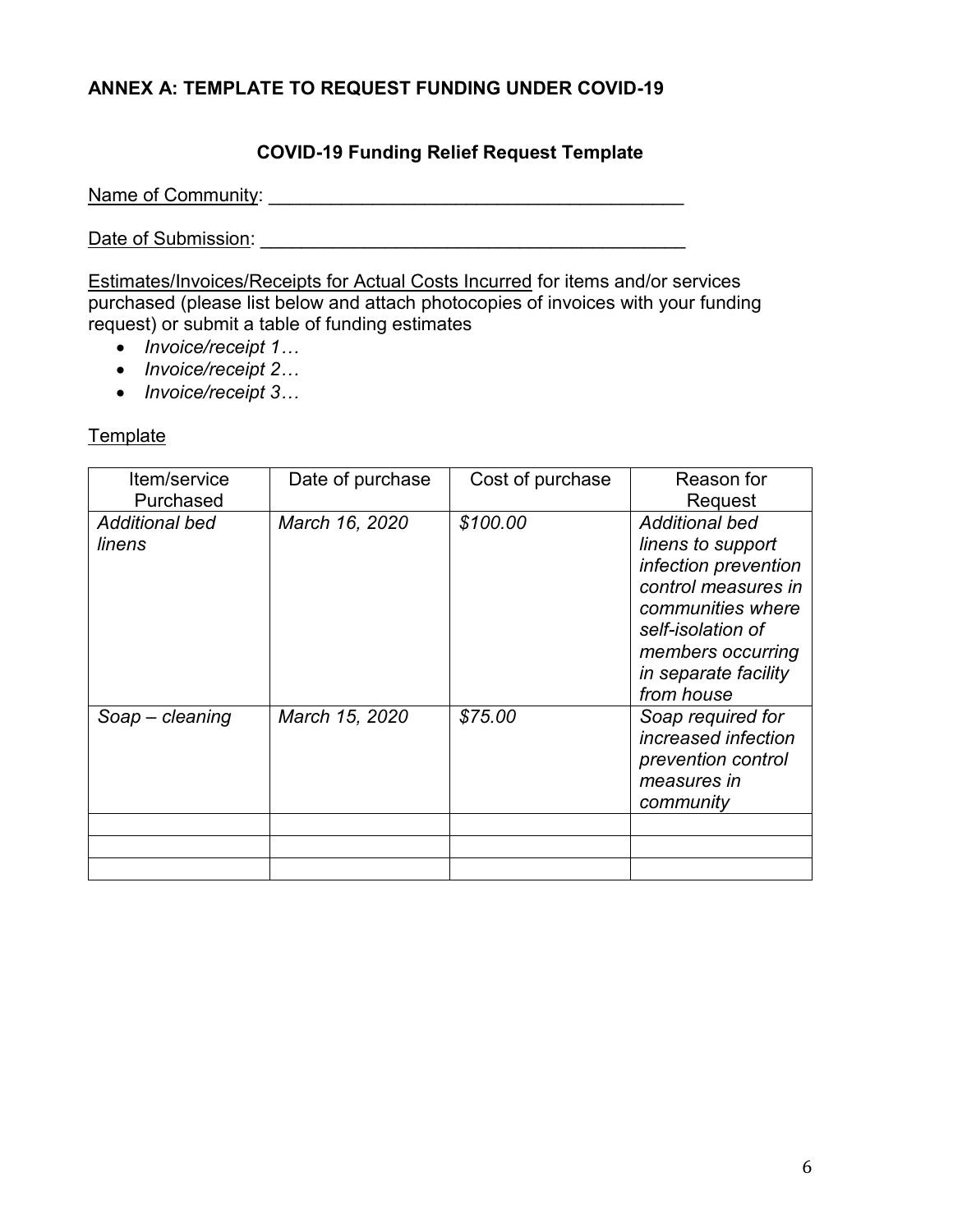## ANNEX A: TEMPLATE TO REQUEST FUNDING UNDER COVID-19

### COVID-19 Funding Relief Request Template

Name of Community: ________________________________________

Date of Submission: ________________________________________

Estimates/Invoices/Receipts for Actual Costs Incurred for items and/or services purchased (please list below and attach photocopies of invoices with your funding request) or submit a table of funding estimates

- *Invoice/receipt 1…*
- *Invoice/receipt 2…*
- *Invoice/receipt 3…*

Template

| Item/service Purchased | Date of purchase | Cost of purchase | Reason for Request |
|---|---|---|---|
| *Additional bed linens* | *March 16, 2020* | *$100.00* | *Additional bed linens to support infection prevention control measures in communities where self-isolation of members occurring in separate facility from house* |
| *Soap – cleaning* | *March 15, 2020* | *$75.00* | *Soap required for increased infection prevention control measures in community* |
| | | | |
| | | | |
| | | | |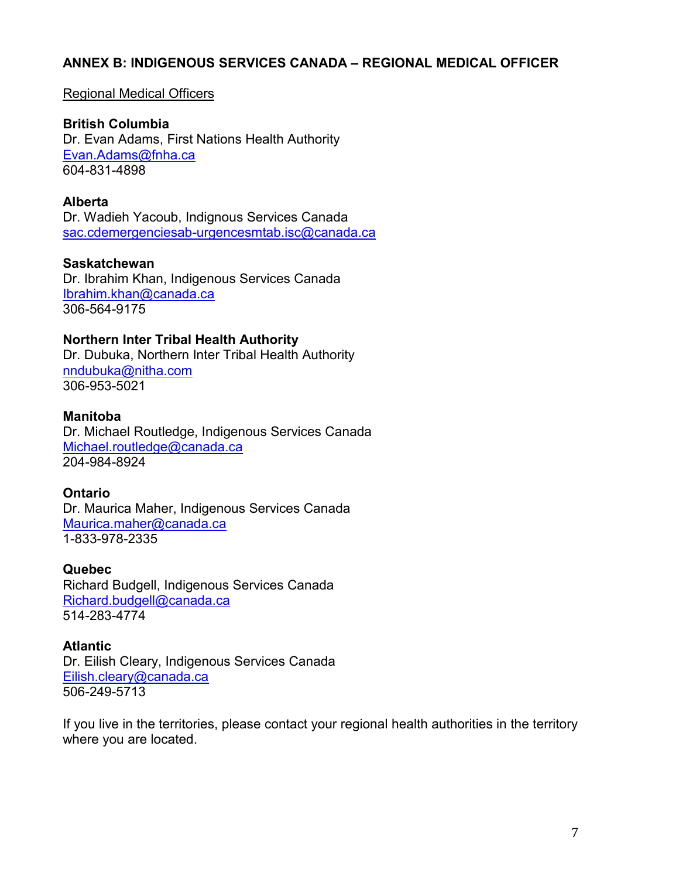## ANNEX B: INDIGENOUS SERVICES CANADA – REGIONAL MEDICAL OFFICER

Regional Medical Officers

**British Columbia**
Dr. Evan Adams, First Nations Health Authority
Evan.Adams@fnha.ca
604-831-4898

**Alberta**
Dr. Wadieh Yacoub, Indignous Services Canada
sac.cdemergenciesab-urgencesmtab.isc@canada.ca

**Saskatchewan**
Dr. Ibrahim Khan, Indigenous Services Canada
Ibrahim.khan@canada.ca
306-564-9175

**Northern Inter Tribal Health Authority**
Dr. Dubuka, Northern Inter Tribal Health Authority
nndubuka@nitha.com
306-953-5021

**Manitoba**
Dr. Michael Routledge, Indigenous Services Canada
Michael.routledge@canada.ca
204-984-8924

**Ontario**
Dr. Maurica Maher, Indigenous Services Canada
Maurica.maher@canada.ca
1-833-978-2335

**Quebec**
Richard Budgell, Indigenous Services Canada
Richard.budgell@canada.ca
514-283-4774

**Atlantic**
Dr. Eilish Cleary, Indigenous Services Canada
Eilish.cleary@canada.ca
506-249-5713

If you live in the territories, please contact your regional health authorities in the territory where you are located.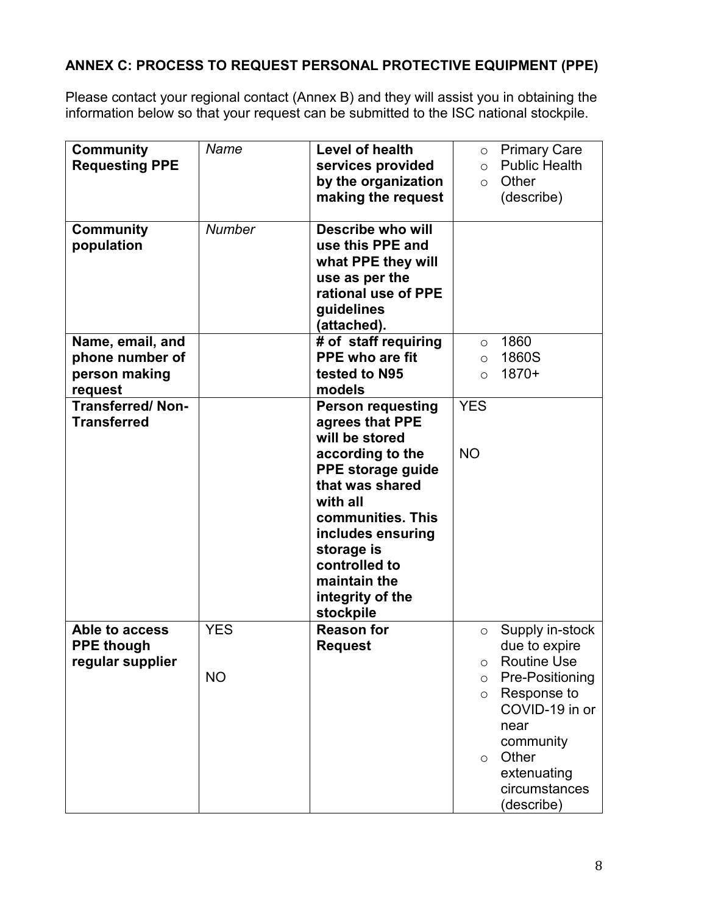## ANNEX C: PROCESS TO REQUEST PERSONAL PROTECTIVE EQUIPMENT (PPE)

Please contact your regional contact (Annex B) and they will assist you in obtaining the information below so that your request can be submitted to the ISC national stockpile.

| **Community Requesting PPE** | *Name* | **Level of health services provided by the organization making the request** | ○ Primary Care<br>○ Public Health<br>○ Other (describe) |
|---|---|---|---|
| **Community population** | *Number* | **Describe who will use this PPE and what PPE they will use as per the rational use of PPE guidelines (attached).** | |
| **Name, email, and phone number of person making request** | | **# of staff requiring PPE who are fit tested to N95 models** | ○ 1860<br>○ 1860S<br>○ 1870+ |
| **Transferred/ Non-Transferred** | | **Person requesting agrees that PPE will be stored according to the PPE storage guide that was shared with all communities. This includes ensuring storage is controlled to maintain the integrity of the stockpile** | YES<br><br>NO |
| **Able to access PPE though regular supplier** | YES<br><br>NO | **Reason for Request** | ○ Supply in-stock due to expire<br>○ Routine Use<br>○ Pre-Positioning<br>○ Response to COVID-19 in or near community<br>○ Other extenuating circumstances (describe) |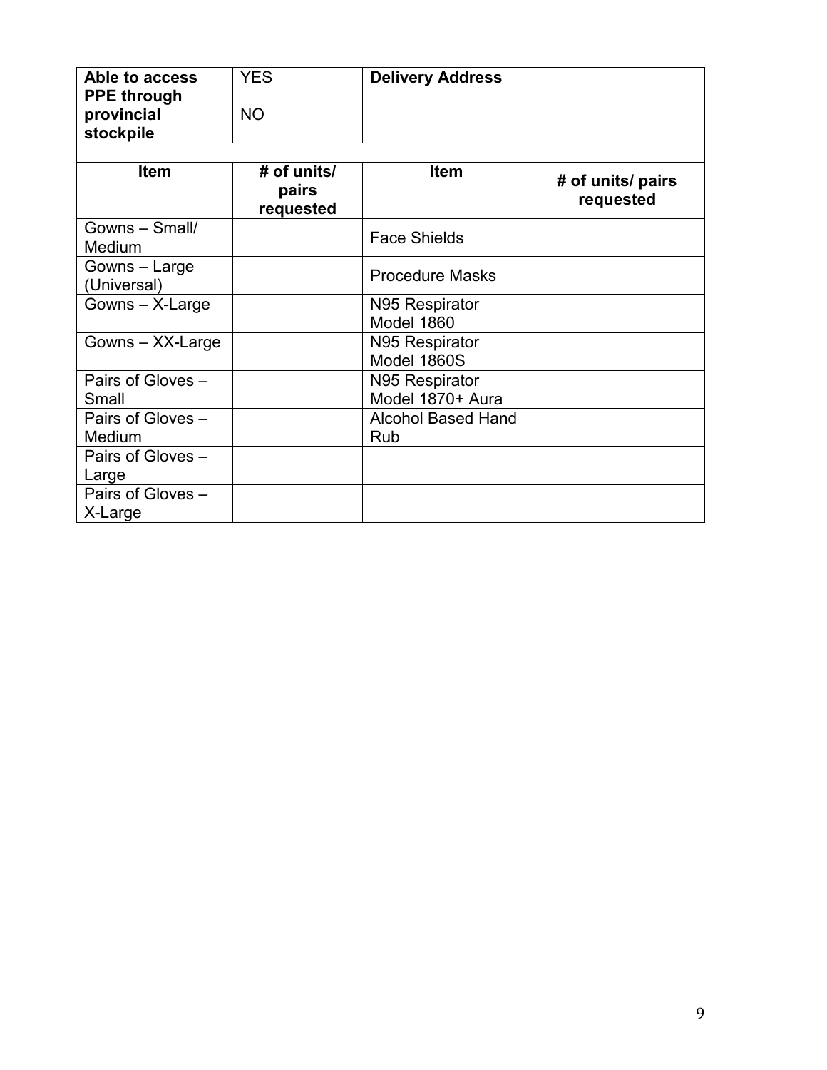| | | | |
|---|---|---|---|
| **Able to access PPE through provincial stockpile** | YES<br><br>NO | **Delivery Address** | |
| | | | |
| **Item** | **# of units/ pairs requested** | **Item** | **# of units/ pairs requested** |
| Gowns – Small/ Medium | | Face Shields | |
| Gowns – Large (Universal) | | Procedure Masks | |
| Gowns – X-Large | | N95 Respirator Model 1860 | |
| Gowns – XX-Large | | N95 Respirator Model 1860S | |
| Pairs of Gloves – Small | | N95 Respirator Model 1870+ Aura | |
| Pairs of Gloves – Medium | | Alcohol Based Hand Rub | |
| Pairs of Gloves – Large | | | |
| Pairs of Gloves – X-Large | | | |